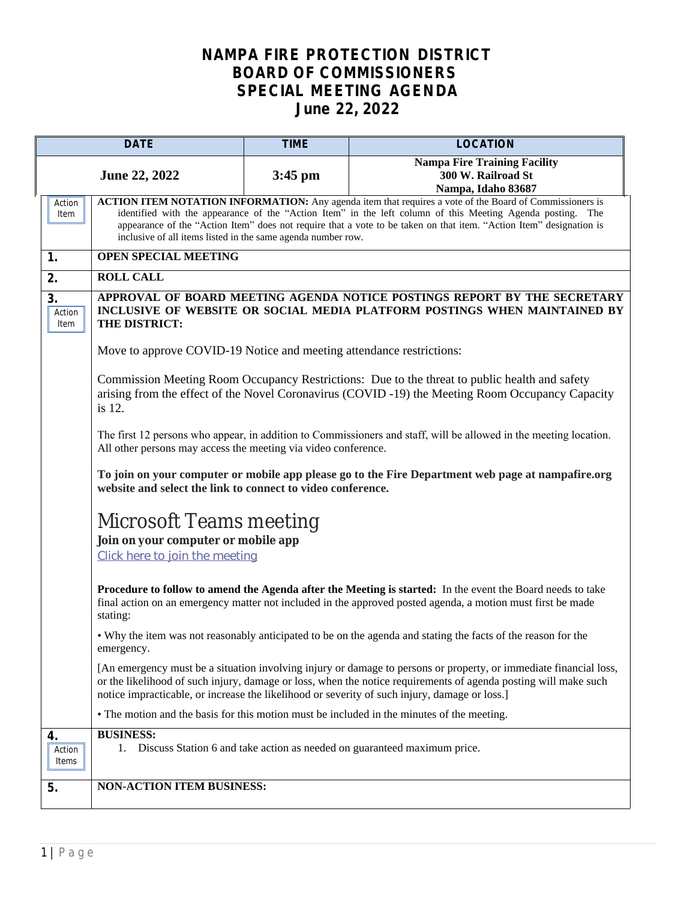# NAMPA FIRE PROTECTION DISTRICT
# BOARD OF COMMISSIONERS
# SPECIAL MEETING AGENDA
# June 22, 2022

| DATE | TIME | LOCATION |
|---|---|---|
| **June 22, 2022** | **3:45 pm** | **Nampa Fire Training Facility**<br>**300 W. Railroad St**<br>**Nampa, Idaho 83687** |

Action Item — **ACTION ITEM NOTATION INFORMATION:** Any agenda item that requires a vote of the Board of Commissioners is identified with the appearance of the "Action Item" in the left column of this Meeting Agenda posting. The appearance of the "Action Item" does not require that a vote to be taken on that item. "Action Item" designation is inclusive of all items listed in the same agenda number row.

**1. OPEN SPECIAL MEETING**

**2. ROLL CALL**

**3. (Action Item) APPROVAL OF BOARD MEETING AGENDA NOTICE POSTINGS REPORT BY THE SECRETARY INCLUSIVE OF WEBSITE OR SOCIAL MEDIA PLATFORM POSTINGS WHEN MAINTAINED BY THE DISTRICT:**

Move to approve COVID-19 Notice and meeting attendance restrictions:

Commission Meeting Room Occupancy Restrictions: Due to the threat to public health and safety arising from the effect of the Novel Coronavirus (COVID -19) the Meeting Room Occupancy Capacity is 12.

The first 12 persons who appear, in addition to Commissioners and staff, will be allowed in the meeting location. All other persons may access the meeting via video conference.

**To join on your computer or mobile app please go to the Fire Department web page at nampafire.org website and select the link to connect to video conference.**

Microsoft Teams meeting

**Join on your computer or mobile app**

Click here to join the meeting

**Procedure to follow to amend the Agenda after the Meeting is started:** In the event the Board needs to take final action on an emergency matter not included in the approved posted agenda, a motion must first be made stating:

- Why the item was not reasonably anticipated to be on the agenda and stating the facts of the reason for the emergency.

[An emergency must be a situation involving injury or damage to persons or property, or immediate financial loss, or the likelihood of such injury, damage or loss, when the notice requirements of agenda posting will make such notice impracticable, or increase the likelihood or severity of such injury, damage or loss.]

- The motion and the basis for this motion must be included in the minutes of the meeting.

**4. (Action Items) BUSINESS:**

1. Discuss Station 6 and take action as needed on guaranteed maximum price.

**5. NON-ACTION ITEM BUSINESS:**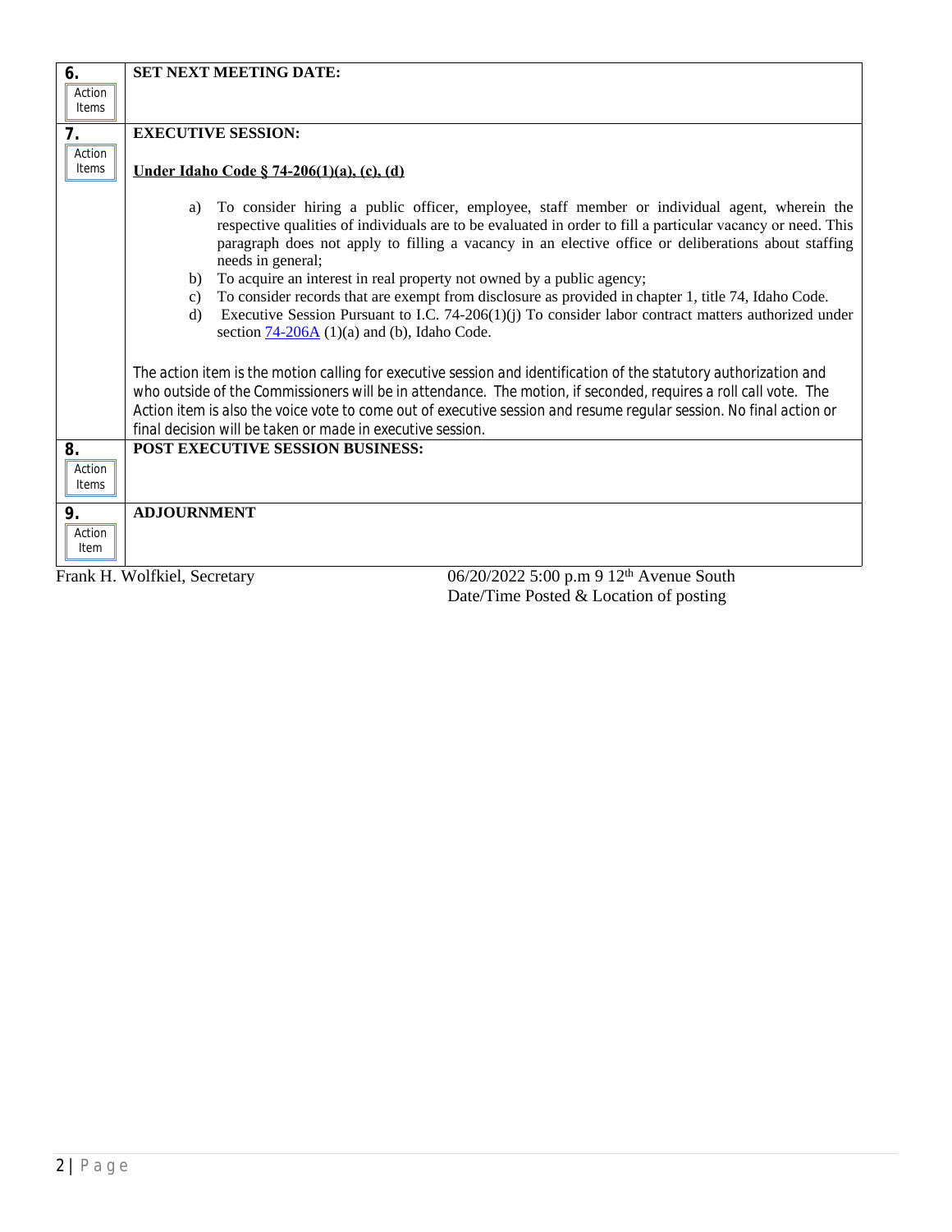| | |
|---|---|
| **6.** Action Items | **SET NEXT MEETING DATE:** |
| **7.** Action Items | **EXECUTIVE SESSION:**<br><br>**Under Idaho Code § 74-206(1)(a), (c), (d)**<br><br>a) To consider hiring a public officer, employee, staff member or individual agent, wherein the respective qualities of individuals are to be evaluated in order to fill a particular vacancy or need. This paragraph does not apply to filling a vacancy in an elective office or deliberations about staffing needs in general;<br>b) To acquire an interest in real property not owned by a public agency;<br>c) To consider records that are exempt from disclosure as provided in chapter 1, title 74, Idaho Code.<br>d) Executive Session Pursuant to I.C. 74-206(1)(j) To consider labor contract matters authorized under section 74-206A (1)(a) and (b), Idaho Code.<br><br>The action item is the motion calling for executive session and identification of the statutory authorization and who outside of the Commissioners will be in attendance. The motion, if seconded, requires a roll call vote. The Action item is also the voice vote to come out of executive session and resume regular session. No final action or final decision will be taken or made in executive session. |
| **8.** Action Items | **POST EXECUTIVE SESSION BUSINESS:** |
| **9.** Action Item | **ADJOURNMENT** |

Frank H. Wolfkiel, Secretary

06/20/2022 5:00 p.m 9 12th Avenue South
Date/Time Posted & Location of posting